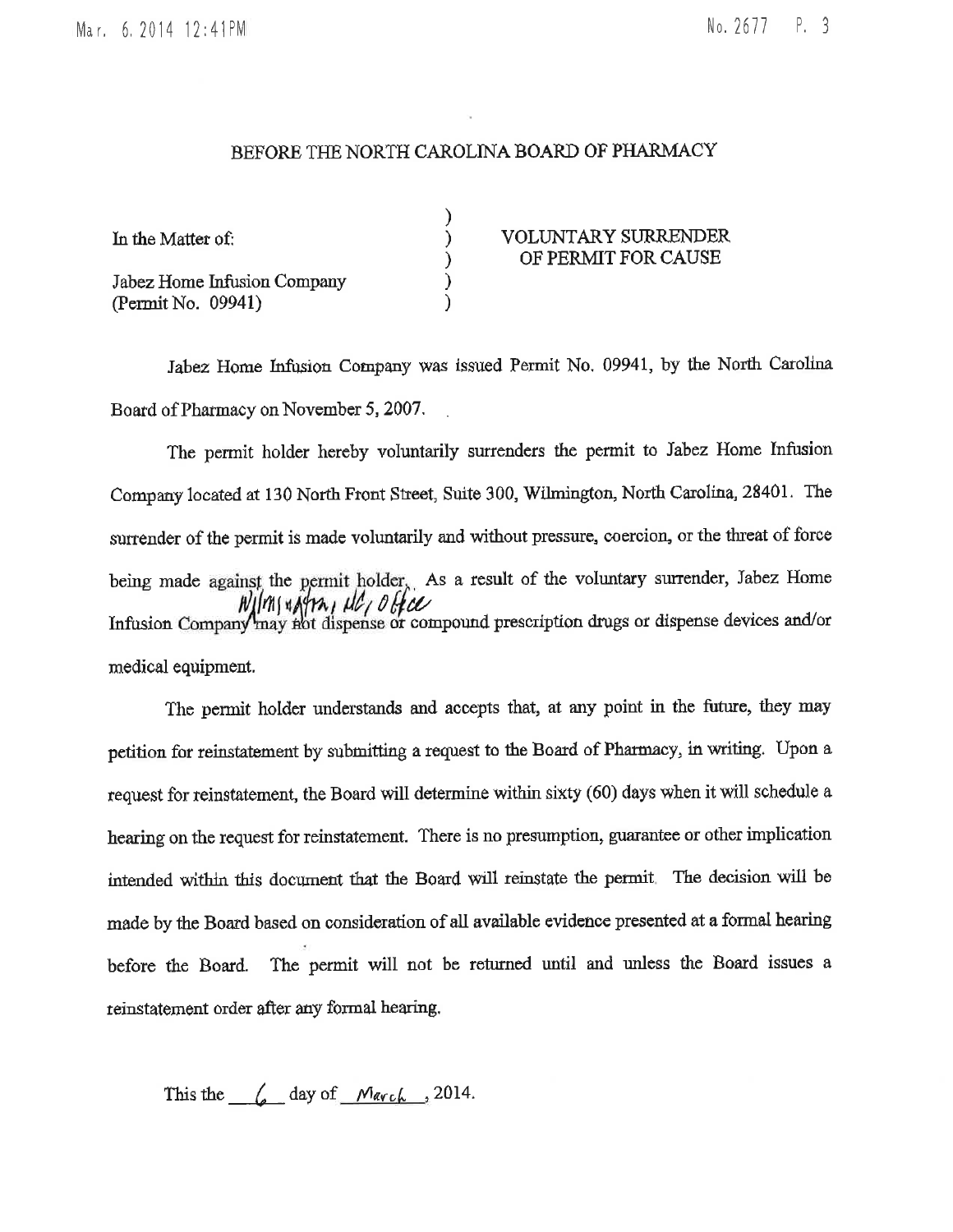BEFORE THE NORTH CAROLINA BOARD OF PHARMACY

| | | |
|---|---|---|
| In the Matter of: | ) | VOLUNTARY SURRENDER OF PERMIT FOR CAUSE |
| Jabez Home Infusion Company (Permit No. 09941) | ) | |

Jabez Home Infusion Company was issued Permit No. 09941, by the North Carolina Board of Pharmacy on November 5, 2007.

The permit holder hereby voluntarily surrenders the permit to Jabez Home Infusion Company located at 130 North Front Street, Suite 300, Wilmington, North Carolina, 28401. The surrender of the permit is made voluntarily and without pressure, coercion, or the threat of force being made against the permit holder. As a result of the voluntary surrender, Jabez Home Infusion Company Wilmington, NC, Office may not dispense or compound prescription drugs or dispense devices and/or medical equipment.

The permit holder understands and accepts that, at any point in the future, they may petition for reinstatement by submitting a request to the Board of Pharmacy, in writing. Upon a request for reinstatement, the Board will determine within sixty (60) days when it will schedule a hearing on the request for reinstatement. There is no presumption, guarantee or other implication intended within this document that the Board will reinstate the permit. The decision will be made by the Board based on consideration of all available evidence presented at a formal hearing before the Board. The permit will not be returned until and unless the Board issues a reinstatement order after any formal hearing.

This the 6 day of March, 2014.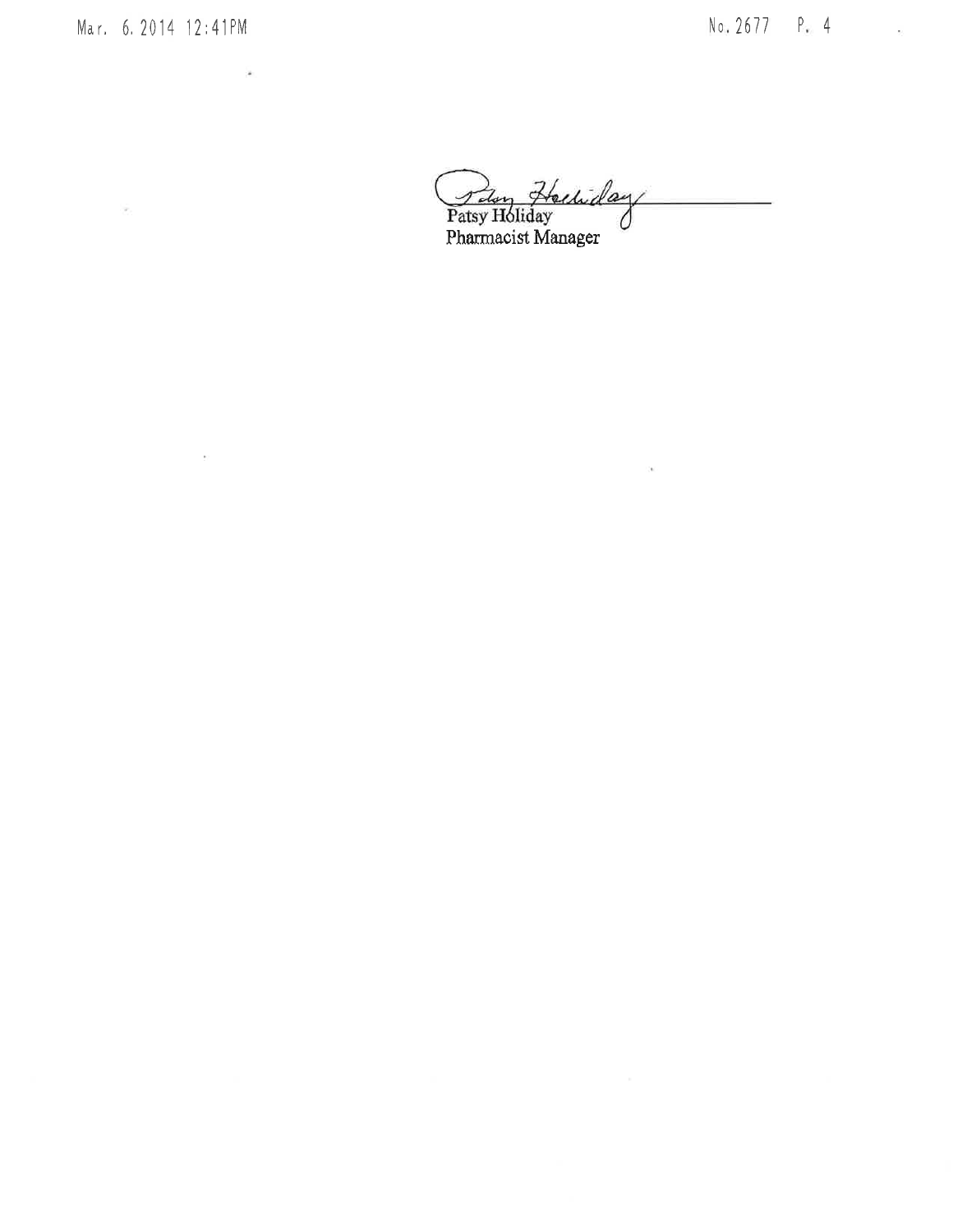Patsy Holiday
Pharmacist Manager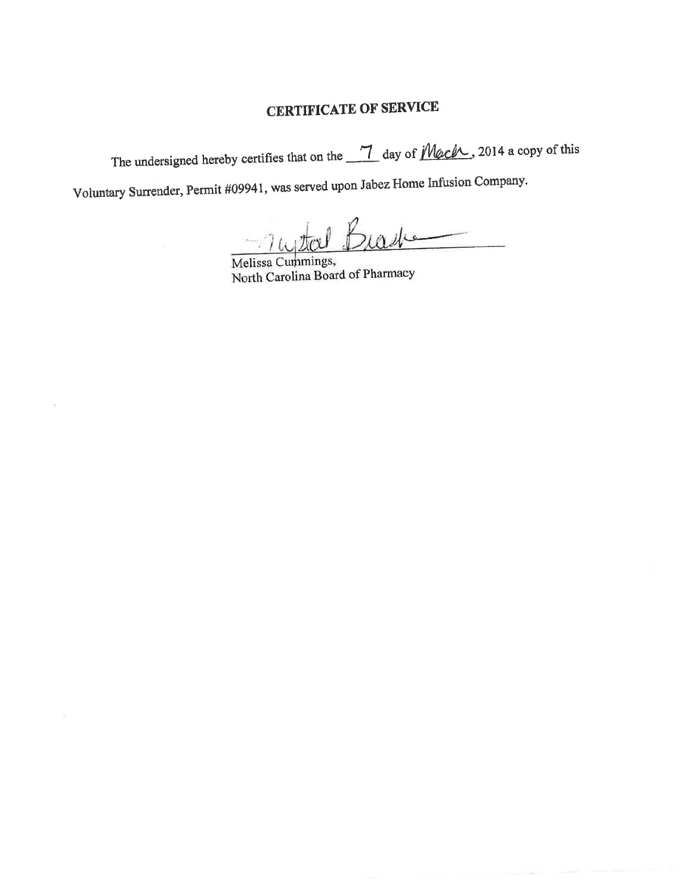# CERTIFICATE OF SERVICE

The undersigned hereby certifies that on the 7 day of March, 2014 a copy of this Voluntary Surrender, Permit #09941, was served upon Jabez Home Infusion Company.

Melissa Cummings,
North Carolina Board of Pharmacy